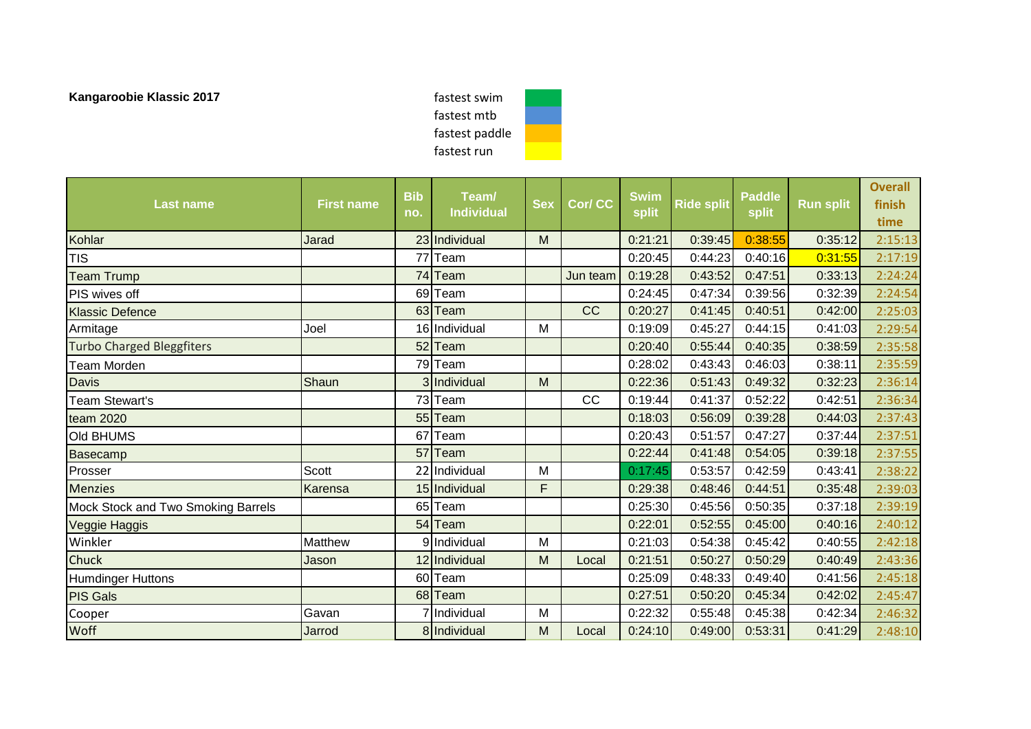**Kangaroobie Klassic 2017**

| Legend | |
|---|---|
| fastest swim | (green) |
| fastest mtb | (blue) |
| fastest paddle | (orange) |
| fastest run | (yellow) |

| Last name | First name | Bib no. | Team/ Individual | Sex | Cor/ CC | Swim split | Ride split | Paddle split | Run split | Overall finish time |
|---|---|---|---|---|---|---|---|---|---|---|
| Kohlar | Jarad | 23 | Individual | M | | 0:21:21 | 0:39:45 | 0:38:55 | 0:35:12 | 2:15:13 |
| TIS | | 77 | Team | | | 0:20:45 | 0:44:23 | 0:40:16 | 0:31:55 | 2:17:19 |
| Team Trump | | 74 | Team | | Jun team | 0:19:28 | 0:43:52 | 0:47:51 | 0:33:13 | 2:24:24 |
| PIS wives off | | 69 | Team | | | 0:24:45 | 0:47:34 | 0:39:56 | 0:32:39 | 2:24:54 |
| Klassic Defence | | 63 | Team | | CC | 0:20:27 | 0:41:45 | 0:40:51 | 0:42:00 | 2:25:03 |
| Armitage | Joel | 16 | Individual | M | | 0:19:09 | 0:45:27 | 0:44:15 | 0:41:03 | 2:29:54 |
| Turbo Charged Bleggfiters | | 52 | Team | | | 0:20:40 | 0:55:44 | 0:40:35 | 0:38:59 | 2:35:58 |
| Team Morden | | 79 | Team | | | 0:28:02 | 0:43:43 | 0:46:03 | 0:38:11 | 2:35:59 |
| Davis | Shaun | 3 | Individual | M | | 0:22:36 | 0:51:43 | 0:49:32 | 0:32:23 | 2:36:14 |
| Team Stewart's | | 73 | Team | | CC | 0:19:44 | 0:41:37 | 0:52:22 | 0:42:51 | 2:36:34 |
| team 2020 | | 55 | Team | | | 0:18:03 | 0:56:09 | 0:39:28 | 0:44:03 | 2:37:43 |
| Old BHUMS | | 67 | Team | | | 0:20:43 | 0:51:57 | 0:47:27 | 0:37:44 | 2:37:51 |
| Basecamp | | 57 | Team | | | 0:22:44 | 0:41:48 | 0:54:05 | 0:39:18 | 2:37:55 |
| Prosser | Scott | 22 | Individual | M | | 0:17:45 | 0:53:57 | 0:42:59 | 0:43:41 | 2:38:22 |
| Menzies | Karensa | 15 | Individual | F | | 0:29:38 | 0:48:46 | 0:44:51 | 0:35:48 | 2:39:03 |
| Mock Stock and Two Smoking Barrels | | 65 | Team | | | 0:25:30 | 0:45:56 | 0:50:35 | 0:37:18 | 2:39:19 |
| Veggie Haggis | | 54 | Team | | | 0:22:01 | 0:52:55 | 0:45:00 | 0:40:16 | 2:40:12 |
| Winkler | Matthew | 9 | Individual | M | | 0:21:03 | 0:54:38 | 0:45:42 | 0:40:55 | 2:42:18 |
| Chuck | Jason | 12 | Individual | M | Local | 0:21:51 | 0:50:27 | 0:50:29 | 0:40:49 | 2:43:36 |
| Humdinger Huttons | | 60 | Team | | | 0:25:09 | 0:48:33 | 0:49:40 | 0:41:56 | 2:45:18 |
| PIS Gals | | 68 | Team | | | 0:27:51 | 0:50:20 | 0:45:34 | 0:42:02 | 2:45:47 |
| Cooper | Gavan | 7 | Individual | M | | 0:22:32 | 0:55:48 | 0:45:38 | 0:42:34 | 2:46:32 |
| Woff | Jarrod | 8 | Individual | M | Local | 0:24:10 | 0:49:00 | 0:53:31 | 0:41:29 | 2:48:10 |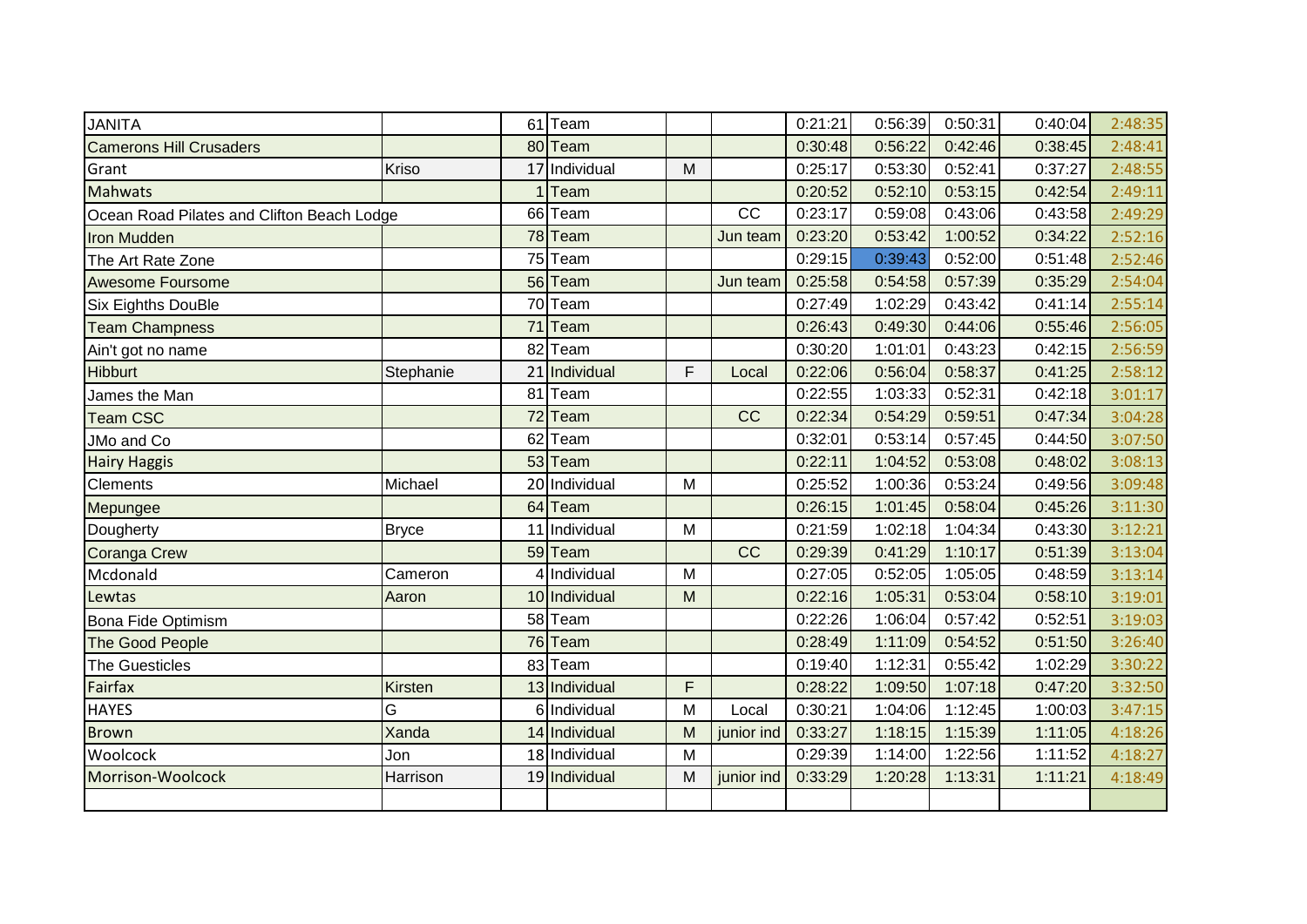| | | | | | | | | | | |
|---|---|---|---|---|---|---|---|---|---|---|
| JANITA | | 61 | Team | | | 0:21:21 | 0:56:39 | 0:50:31 | 0:40:04 | 2:48:35 |
| Camerons Hill Crusaders | | 80 | Team | | | 0:30:48 | 0:56:22 | 0:42:46 | 0:38:45 | 2:48:41 |
| Grant | Kriso | 17 | Individual | M | | 0:25:17 | 0:53:30 | 0:52:41 | 0:37:27 | 2:48:55 |
| Mahwats | | 1 | Team | | | 0:20:52 | 0:52:10 | 0:53:15 | 0:42:54 | 2:49:11 |
| Ocean Road Pilates and Clifton Beach Lodge | | 66 | Team | | CC | 0:23:17 | 0:59:08 | 0:43:06 | 0:43:58 | 2:49:29 |
| Iron Mudden | | 78 | Team | | Jun team | 0:23:20 | 0:53:42 | 1:00:52 | 0:34:22 | 2:52:16 |
| The Art Rate Zone | | 75 | Team | | | 0:29:15 | 0:39:43 | 0:52:00 | 0:51:48 | 2:52:46 |
| Awesome Foursome | | 56 | Team | | Jun team | 0:25:58 | 0:54:58 | 0:57:39 | 0:35:29 | 2:54:04 |
| Six Eighths DouBle | | 70 | Team | | | 0:27:49 | 1:02:29 | 0:43:42 | 0:41:14 | 2:55:14 |
| Team Champness | | 71 | Team | | | 0:26:43 | 0:49:30 | 0:44:06 | 0:55:46 | 2:56:05 |
| Ain't got no name | | 82 | Team | | | 0:30:20 | 1:01:01 | 0:43:23 | 0:42:15 | 2:56:59 |
| Hibburt | Stephanie | 21 | Individual | F | Local | 0:22:06 | 0:56:04 | 0:58:37 | 0:41:25 | 2:58:12 |
| James the Man | | 81 | Team | | | 0:22:55 | 1:03:33 | 0:52:31 | 0:42:18 | 3:01:17 |
| Team CSC | | 72 | Team | | CC | 0:22:34 | 0:54:29 | 0:59:51 | 0:47:34 | 3:04:28 |
| JMo and Co | | 62 | Team | | | 0:32:01 | 0:53:14 | 0:57:45 | 0:44:50 | 3:07:50 |
| Hairy Haggis | | 53 | Team | | | 0:22:11 | 1:04:52 | 0:53:08 | 0:48:02 | 3:08:13 |
| Clements | Michael | 20 | Individual | M | | 0:25:52 | 1:00:36 | 0:53:24 | 0:49:56 | 3:09:48 |
| Mepungee | | 64 | Team | | | 0:26:15 | 1:01:45 | 0:58:04 | 0:45:26 | 3:11:30 |
| Dougherty | Bryce | 11 | Individual | M | | 0:21:59 | 1:02:18 | 1:04:34 | 0:43:30 | 3:12:21 |
| Coranga Crew | | 59 | Team | | CC | 0:29:39 | 0:41:29 | 1:10:17 | 0:51:39 | 3:13:04 |
| Mcdonald | Cameron | 4 | Individual | M | | 0:27:05 | 0:52:05 | 1:05:05 | 0:48:59 | 3:13:14 |
| Lewtas | Aaron | 10 | Individual | M | | 0:22:16 | 1:05:31 | 0:53:04 | 0:58:10 | 3:19:01 |
| Bona Fide Optimism | | 58 | Team | | | 0:22:26 | 1:06:04 | 0:57:42 | 0:52:51 | 3:19:03 |
| The Good People | | 76 | Team | | | 0:28:49 | 1:11:09 | 0:54:52 | 0:51:50 | 3:26:40 |
| The Guesticles | | 83 | Team | | | 0:19:40 | 1:12:31 | 0:55:42 | 1:02:29 | 3:30:22 |
| Fairfax | Kirsten | 13 | Individual | F | | 0:28:22 | 1:09:50 | 1:07:18 | 0:47:20 | 3:32:50 |
| HAYES | G | 6 | Individual | M | Local | 0:30:21 | 1:04:06 | 1:12:45 | 1:00:03 | 3:47:15 |
| Brown | Xanda | 14 | Individual | M | junior ind | 0:33:27 | 1:18:15 | 1:15:39 | 1:11:05 | 4:18:26 |
| Woolcock | Jon | 18 | Individual | M | | 0:29:39 | 1:14:00 | 1:22:56 | 1:11:52 | 4:18:27 |
| Morrison-Woolcock | Harrison | 19 | Individual | M | junior ind | 0:33:29 | 1:20:28 | 1:13:31 | 1:11:21 | 4:18:49 |